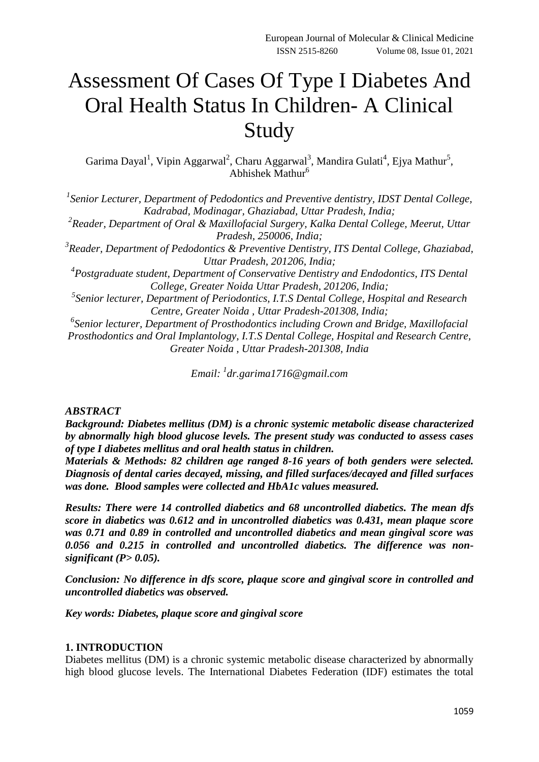# Assessment Of Cases Of Type I Diabetes And Oral Health Status In Children- A Clinical Study

Garima Dayal[1], Vipin Aggarwal[2], Charu Aggarwal[3], Mandira Gulati[4], Ejya Mathur[5], Abhishek Mathur[6]

[1]*Senior Lecturer, Department of Pedodontics and Preventive dentistry, IDST Dental College, Kadrabad, Modinagar, Ghaziabad, Uttar Pradesh, India;*
[2]*Reader, Department of Oral & Maxillofacial Surgery, Kalka Dental College, Meerut, Uttar Pradesh, 250006, India;*
[3]*Reader, Department of Pedodontics & Preventive Dentistry, ITS Dental College, Ghaziabad, Uttar Pradesh, 201206, India;*
[4]*Postgraduate student, Department of Conservative Dentistry and Endodontics, ITS Dental College, Greater Noida Uttar Pradesh, 201206, India;*
[5]*Senior lecturer, Department of Periodontics, I.T.S Dental College, Hospital and Research Centre, Greater Noida , Uttar Pradesh-201308, India;*
[6]*Senior lecturer, Department of Prosthodontics including Crown and Bridge, Maxillofacial Prosthodontics and Oral Implantology, I.T.S Dental College, Hospital and Research Centre, Greater Noida , Uttar Pradesh-201308, India*

*Email: [1]dr.garima1716@gmail.com*

***ABSTRACT***

***Background: Diabetes mellitus (DM) is a chronic systemic metabolic disease characterized by abnormally high blood glucose levels. The present study was conducted to assess cases of type I diabetes mellitus and oral health status in children.***

***Materials & Methods: 82 children age ranged 8-16 years of both genders were selected. Diagnosis of dental caries decayed, missing, and filled surfaces/decayed and filled surfaces was done. Blood samples were collected and HbA1c values measured.***

***Results: There were 14 controlled diabetics and 68 uncontrolled diabetics. The mean dfs score in diabetics was 0.612 and in uncontrolled diabetics was 0.431, mean plaque score was 0.71 and 0.89 in controlled and uncontrolled diabetics and mean gingival score was 0.056 and 0.215 in controlled and uncontrolled diabetics. The difference was non-significant (P> 0.05).***

***Conclusion: No difference in dfs score, plaque score and gingival score in controlled and uncontrolled diabetics was observed.***

***Key words: Diabetes, plaque score and gingival score***

## 1. INTRODUCTION

Diabetes mellitus (DM) is a chronic systemic metabolic disease characterized by abnormally high blood glucose levels. The International Diabetes Federation (IDF) estimates the total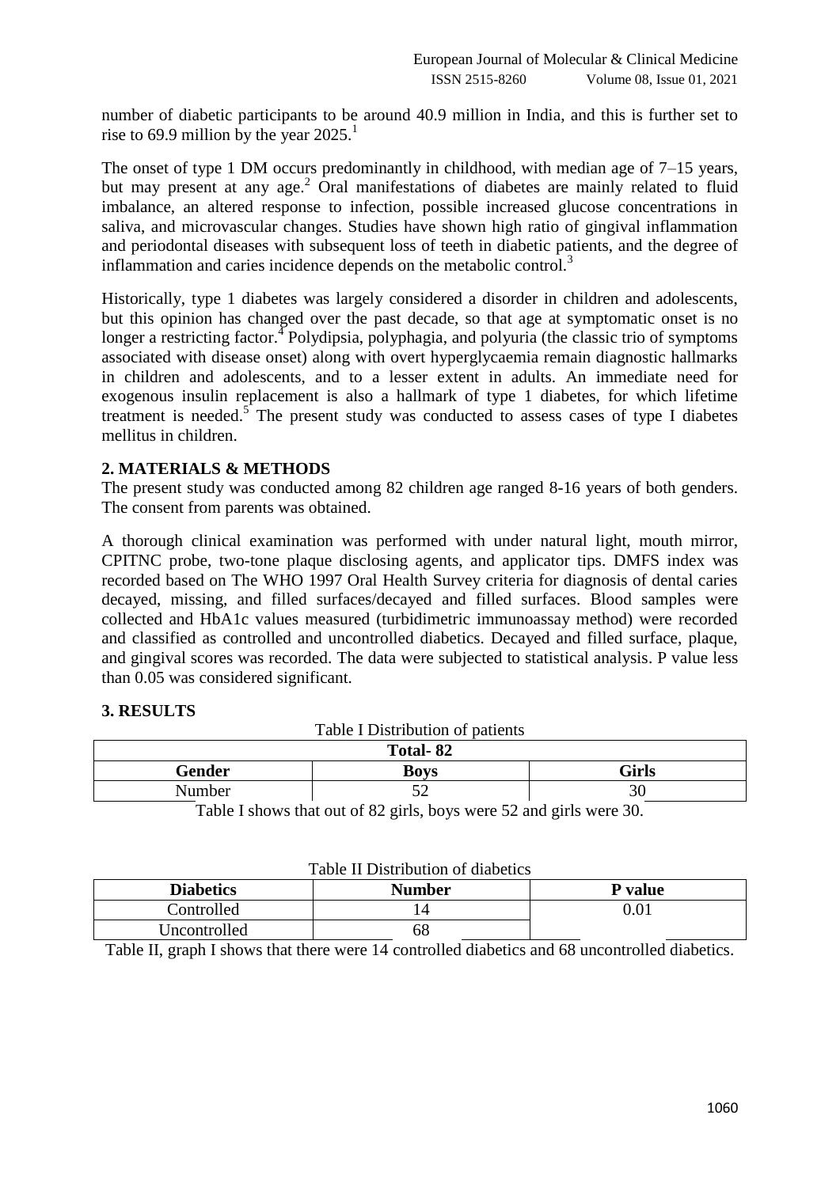number of diabetic participants to be around 40.9 million in India, and this is further set to rise to 69.9 million by the year 2025.[1]

The onset of type 1 DM occurs predominantly in childhood, with median age of 7–15 years, but may present at any age.[2] Oral manifestations of diabetes are mainly related to fluid imbalance, an altered response to infection, possible increased glucose concentrations in saliva, and microvascular changes. Studies have shown high ratio of gingival inflammation and periodontal diseases with subsequent loss of teeth in diabetic patients, and the degree of inflammation and caries incidence depends on the metabolic control.[3]

Historically, type 1 diabetes was largely considered a disorder in children and adolescents, but this opinion has changed over the past decade, so that age at symptomatic onset is no longer a restricting factor.[4] Polydipsia, polyphagia, and polyuria (the classic trio of symptoms associated with disease onset) along with overt hyperglycaemia remain diagnostic hallmarks in children and adolescents, and to a lesser extent in adults. An immediate need for exogenous insulin replacement is also a hallmark of type 1 diabetes, for which lifetime treatment is needed.[5] The present study was conducted to assess cases of type I diabetes mellitus in children.

## 2. MATERIALS & METHODS

The present study was conducted among 82 children age ranged 8-16 years of both genders. The consent from parents was obtained.

A thorough clinical examination was performed with under natural light, mouth mirror, CPITNC probe, two-tone plaque disclosing agents, and applicator tips. DMFS index was recorded based on The WHO 1997 Oral Health Survey criteria for diagnosis of dental caries decayed, missing, and filled surfaces/decayed and filled surfaces. Blood samples were collected and HbA1c values measured (turbidimetric immunoassay method) were recorded and classified as controlled and uncontrolled diabetics. Decayed and filled surface, plaque, and gingival scores was recorded. The data were subjected to statistical analysis. P value less than 0.05 was considered significant.

## 3. RESULTS

Table I Distribution of patients

| Total- 82 | | |
|---|---|---|
| **Gender** | **Boys** | **Girls** |
| Number | 52 | 30 |

Table I shows that out of 82 girls, boys were 52 and girls were 30.

Table II Distribution of diabetics

| Diabetics | Number | P value |
|---|---|---|
| Controlled | 14 | 0.01 |
| Uncontrolled | 68 | |

Table II, graph I shows that there were 14 controlled diabetics and 68 uncontrolled diabetics.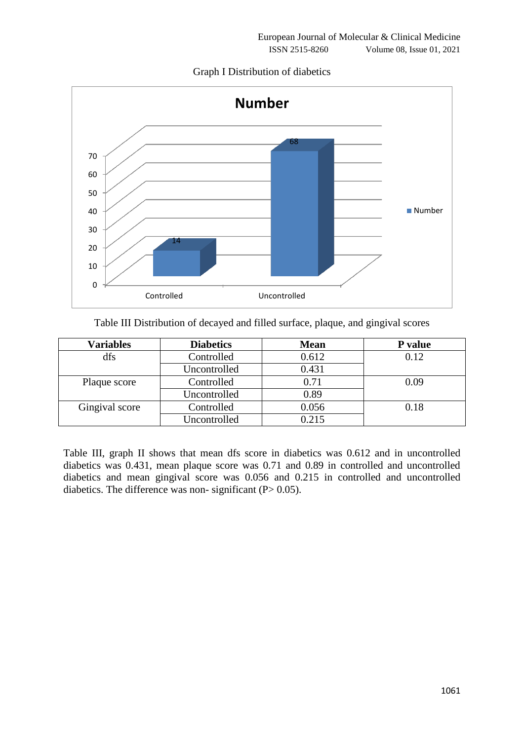Graph I Distribution of diabetics

Table III Distribution of decayed and filled surface, plaque, and gingival scores

| Variables | Diabetics | Mean | P value |
|---|---|---|---|
| dfs | Controlled | 0.612 | 0.12 |
| | Uncontrolled | 0.431 | |
| Plaque score | Controlled | 0.71 | 0.09 |
| | Uncontrolled | 0.89 | |
| Gingival score | Controlled | 0.056 | 0.18 |
| | Uncontrolled | 0.215 | |

Table III, graph II shows that mean dfs score in diabetics was 0.612 and in uncontrolled diabetics was 0.431, mean plaque score was 0.71 and 0.89 in controlled and uncontrolled diabetics and mean gingival score was 0.056 and 0.215 in controlled and uncontrolled diabetics. The difference was non- significant (P> 0.05).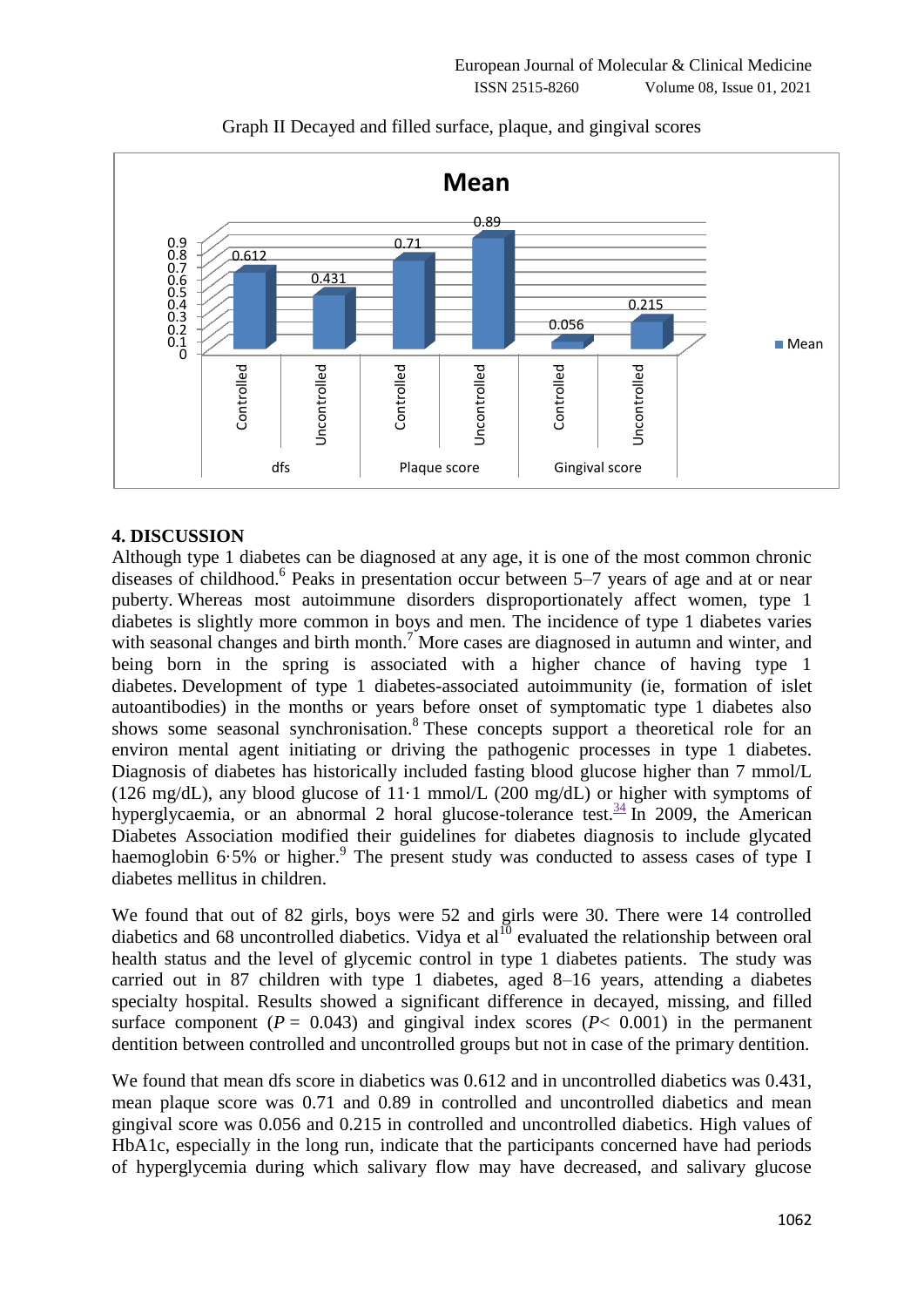Graph II Decayed and filled surface, plaque, and gingival scores

## 4. DISCUSSION

Although type 1 diabetes can be diagnosed at any age, it is one of the most common chronic diseases of childhood.[6] Peaks in presentation occur between 5–7 years of age and at or near puberty. Whereas most autoimmune disorders disproportionately affect women, type 1 diabetes is slightly more common in boys and men. The incidence of type 1 diabetes varies with seasonal changes and birth month.[7] More cases are diagnosed in autumn and winter, and being born in the spring is associated with a higher chance of having type 1 diabetes. Development of type 1 diabetes-associated autoimmunity (ie, formation of islet autoantibodies) in the months or years before onset of symptomatic type 1 diabetes also shows some seasonal synchronisation.[8] These concepts support a theoretical role for an environ mental agent initiating or driving the pathogenic processes in type 1 diabetes. Diagnosis of diabetes has historically included fasting blood glucose higher than 7 mmol/L (126 mg/dL), any blood glucose of 11·1 mmol/L (200 mg/dL) or higher with symptoms of hyperglycaemia, or an abnormal 2 horal glucose-tolerance test.[34] In 2009, the American Diabetes Association modified their guidelines for diabetes diagnosis to include glycated haemoglobin 6·5% or higher.[9] The present study was conducted to assess cases of type I diabetes mellitus in children.

We found that out of 82 girls, boys were 52 and girls were 30. There were 14 controlled diabetics and 68 uncontrolled diabetics. Vidya et al[10] evaluated the relationship between oral health status and the level of glycemic control in type 1 diabetes patients. The study was carried out in 87 children with type 1 diabetes, aged 8–16 years, attending a diabetes specialty hospital. Results showed a significant difference in decayed, missing, and filled surface component ($P$ = 0.043) and gingival index scores ($P$< 0.001) in the permanent dentition between controlled and uncontrolled groups but not in case of the primary dentition.

We found that mean dfs score in diabetics was 0.612 and in uncontrolled diabetics was 0.431, mean plaque score was 0.71 and 0.89 in controlled and uncontrolled diabetics and mean gingival score was 0.056 and 0.215 in controlled and uncontrolled diabetics. High values of HbA1c, especially in the long run, indicate that the participants concerned have had periods of hyperglycemia during which salivary flow may have decreased, and salivary glucose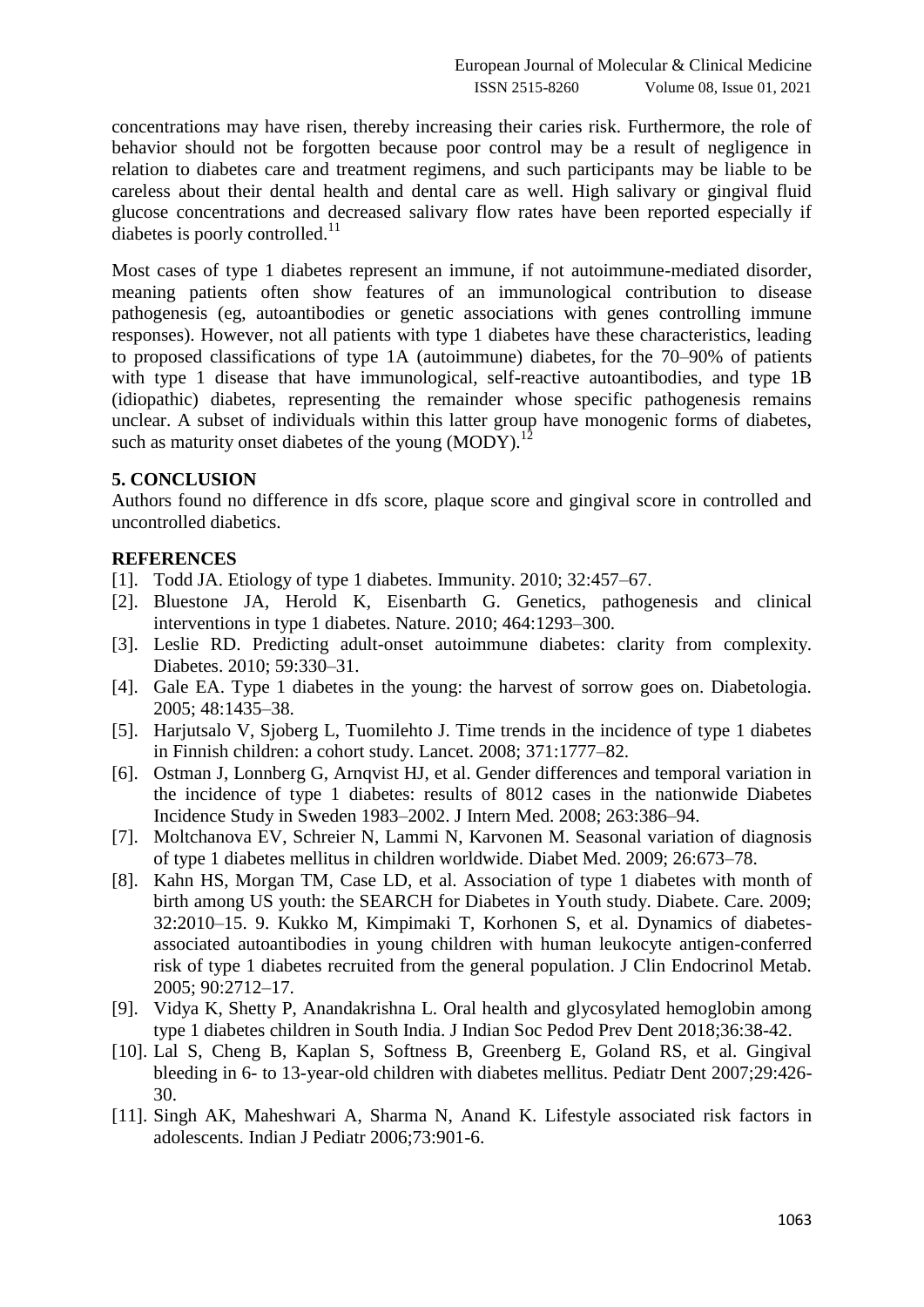concentrations may have risen, thereby increasing their caries risk. Furthermore, the role of behavior should not be forgotten because poor control may be a result of negligence in relation to diabetes care and treatment regimens, and such participants may be liable to be careless about their dental health and dental care as well. High salivary or gingival fluid glucose concentrations and decreased salivary flow rates have been reported especially if diabetes is poorly controlled.[11]

Most cases of type 1 diabetes represent an immune, if not autoimmune-mediated disorder, meaning patients often show features of an immunological contribution to disease pathogenesis (eg, autoantibodies or genetic associations with genes controlling immune responses). However, not all patients with type 1 diabetes have these characteristics, leading to proposed classifications of type 1A (autoimmune) diabetes, for the 70–90% of patients with type 1 disease that have immunological, self-reactive autoantibodies, and type 1B (idiopathic) diabetes, representing the remainder whose specific pathogenesis remains unclear. A subset of individuals within this latter group have monogenic forms of diabetes, such as maturity onset diabetes of the young (MODY).[12]

## 5. CONCLUSION

Authors found no difference in dfs score, plaque score and gingival score in controlled and uncontrolled diabetics.

## REFERENCES

[1]. Todd JA. Etiology of type 1 diabetes. Immunity. 2010; 32:457–67.

[2]. Bluestone JA, Herold K, Eisenbarth G. Genetics, pathogenesis and clinical interventions in type 1 diabetes. Nature. 2010; 464:1293–300.

[3]. Leslie RD. Predicting adult-onset autoimmune diabetes: clarity from complexity. Diabetes. 2010; 59:330–31.

[4]. Gale EA. Type 1 diabetes in the young: the harvest of sorrow goes on. Diabetologia. 2005; 48:1435–38.

[5]. Harjutsalo V, Sjoberg L, Tuomilehto J. Time trends in the incidence of type 1 diabetes in Finnish children: a cohort study. Lancet. 2008; 371:1777–82.

[6]. Ostman J, Lonnberg G, Arnqvist HJ, et al. Gender differences and temporal variation in the incidence of type 1 diabetes: results of 8012 cases in the nationwide Diabetes Incidence Study in Sweden 1983–2002. J Intern Med. 2008; 263:386–94.

[7]. Moltchanova EV, Schreier N, Lammi N, Karvonen M. Seasonal variation of diagnosis of type 1 diabetes mellitus in children worldwide. Diabet Med. 2009; 26:673–78.

[8]. Kahn HS, Morgan TM, Case LD, et al. Association of type 1 diabetes with month of birth among US youth: the SEARCH for Diabetes in Youth study. Diabete. Care. 2009; 32:2010–15. 9. Kukko M, Kimpimaki T, Korhonen S, et al. Dynamics of diabetes-associated autoantibodies in young children with human leukocyte antigen-conferred risk of type 1 diabetes recruited from the general population. J Clin Endocrinol Metab. 2005; 90:2712–17.

[9]. Vidya K, Shetty P, Anandakrishna L. Oral health and glycosylated hemoglobin among type 1 diabetes children in South India. J Indian Soc Pedod Prev Dent 2018;36:38-42.

[10]. Lal S, Cheng B, Kaplan S, Softness B, Greenberg E, Goland RS, et al. Gingival bleeding in 6- to 13-year-old children with diabetes mellitus. Pediatr Dent 2007;29:426-30.

[11]. Singh AK, Maheshwari A, Sharma N, Anand K. Lifestyle associated risk factors in adolescents. Indian J Pediatr 2006;73:901-6.